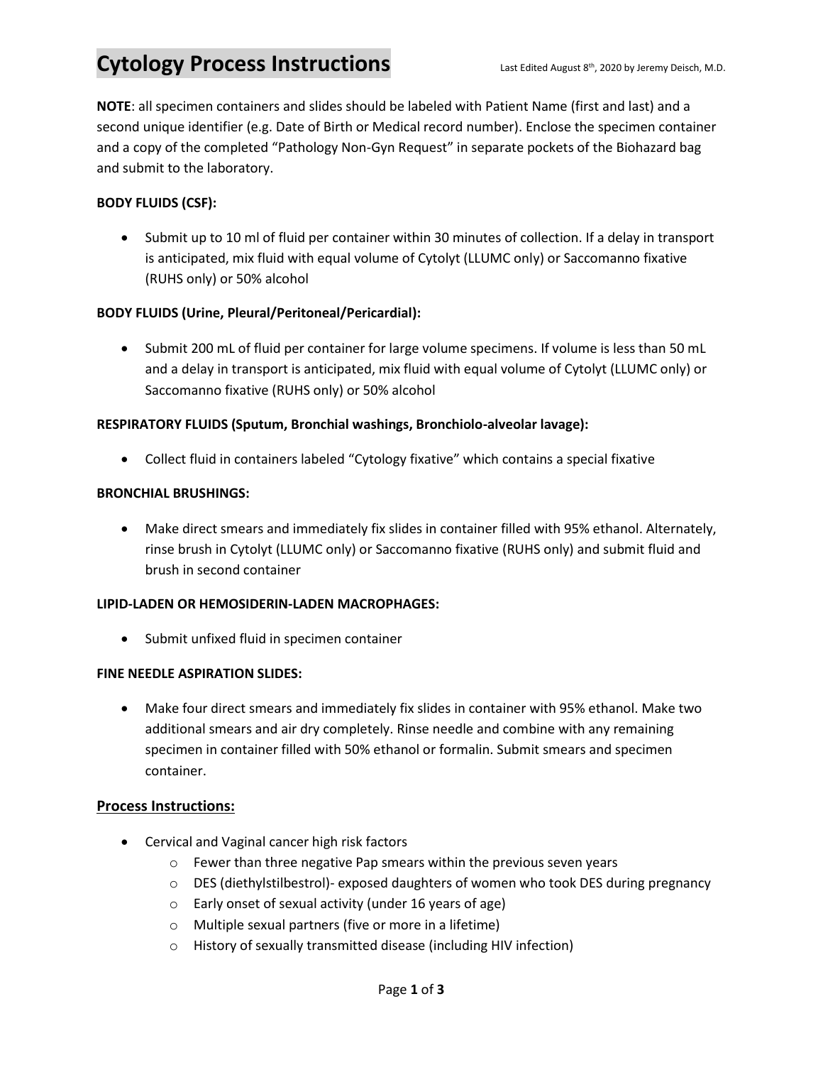# Cytology Process Instructions

Last Edited August 8th, 2020 by Jeremy Deisch, M.D.

**NOTE**: all specimen containers and slides should be labeled with Patient Name (first and last) and a second unique identifier (e.g. Date of Birth or Medical record number). Enclose the specimen container and a copy of the completed "Pathology Non-Gyn Request" in separate pockets of the Biohazard bag and submit to the laboratory.

**BODY FLUIDS (CSF):**

- Submit up to 10 ml of fluid per container within 30 minutes of collection. If a delay in transport is anticipated, mix fluid with equal volume of Cytolyt (LLUMC only) or Saccomanno fixative (RUHS only) or 50% alcohol

**BODY FLUIDS (Urine, Pleural/Peritoneal/Pericardial):**

- Submit 200 mL of fluid per container for large volume specimens. If volume is less than 50 mL and a delay in transport is anticipated, mix fluid with equal volume of Cytolyt (LLUMC only) or Saccomanno fixative (RUHS only) or 50% alcohol

**RESPIRATORY FLUIDS (Sputum, Bronchial washings, Bronchiolo-alveolar lavage):**

- Collect fluid in containers labeled "Cytology fixative" which contains a special fixative

**BRONCHIAL BRUSHINGS:**

- Make direct smears and immediately fix slides in container filled with 95% ethanol. Alternately, rinse brush in Cytolyt (LLUMC only) or Saccomanno fixative (RUHS only) and submit fluid and brush in second container

**LIPID-LADEN OR HEMOSIDERIN-LADEN MACROPHAGES:**

- Submit unfixed fluid in specimen container

**FINE NEEDLE ASPIRATION SLIDES:**

- Make four direct smears and immediately fix slides in container with 95% ethanol. Make two additional smears and air dry completely. Rinse needle and combine with any remaining specimen in container filled with 50% ethanol or formalin. Submit smears and specimen container.

## Process Instructions:

- Cervical and Vaginal cancer high risk factors
  - Fewer than three negative Pap smears within the previous seven years
  - DES (diethylstilbestrol)- exposed daughters of women who took DES during pregnancy
  - Early onset of sexual activity (under 16 years of age)
  - Multiple sexual partners (five or more in a lifetime)
  - History of sexually transmitted disease (including HIV infection)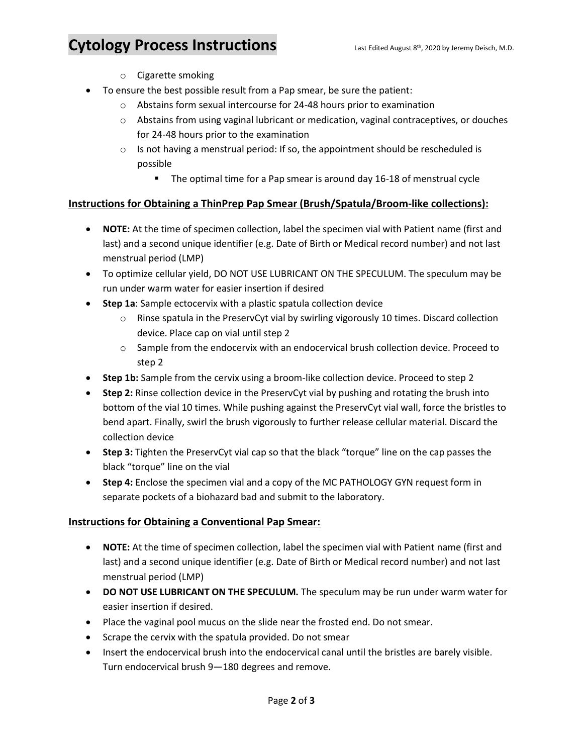- Cigarette smoking
- To ensure the best possible result from a Pap smear, be sure the patient:
  - Abstains form sexual intercourse for 24-48 hours prior to examination
  - Abstains from using vaginal lubricant or medication, vaginal contraceptives, or douches for 24-48 hours prior to the examination
  - Is not having a menstrual period: If so, the appointment should be rescheduled is possible
    - The optimal time for a Pap smear is around day 16-18 of menstrual cycle

## Instructions for Obtaining a ThinPrep Pap Smear (Brush/Spatula/Broom-like collections):

- **NOTE:** At the time of specimen collection, label the specimen vial with Patient name (first and last) and a second unique identifier (e.g. Date of Birth or Medical record number) and not last menstrual period (LMP)
- To optimize cellular yield, DO NOT USE LUBRICANT ON THE SPECULUM. The speculum may be run under warm water for easier insertion if desired
- **Step 1a**: Sample ectocervix with a plastic spatula collection device
  - Rinse spatula in the PreservCyt vial by swirling vigorously 10 times. Discard collection device. Place cap on vial until step 2
  - Sample from the endocervix with an endocervical brush collection device. Proceed to step 2
- **Step 1b:** Sample from the cervix using a broom-like collection device. Proceed to step 2
- **Step 2:** Rinse collection device in the PreservCyt vial by pushing and rotating the brush into bottom of the vial 10 times. While pushing against the PreservCyt vial wall, force the bristles to bend apart. Finally, swirl the brush vigorously to further release cellular material. Discard the collection device
- **Step 3:** Tighten the PreservCyt vial cap so that the black "torque" line on the cap passes the black "torque" line on the vial
- **Step 4:** Enclose the specimen vial and a copy of the MC PATHOLOGY GYN request form in separate pockets of a biohazard bad and submit to the laboratory.

## Instructions for Obtaining a Conventional Pap Smear:

- **NOTE:** At the time of specimen collection, label the specimen vial with Patient name (first and last) and a second unique identifier (e.g. Date of Birth or Medical record number) and not last menstrual period (LMP)
- **DO NOT USE LUBRICANT ON THE SPECULUM.** The speculum may be run under warm water for easier insertion if desired.
- Place the vaginal pool mucus on the slide near the frosted end. Do not smear.
- Scrape the cervix with the spatula provided. Do not smear
- Insert the endocervical brush into the endocervical canal until the bristles are barely visible. Turn endocervical brush 9—180 degrees and remove.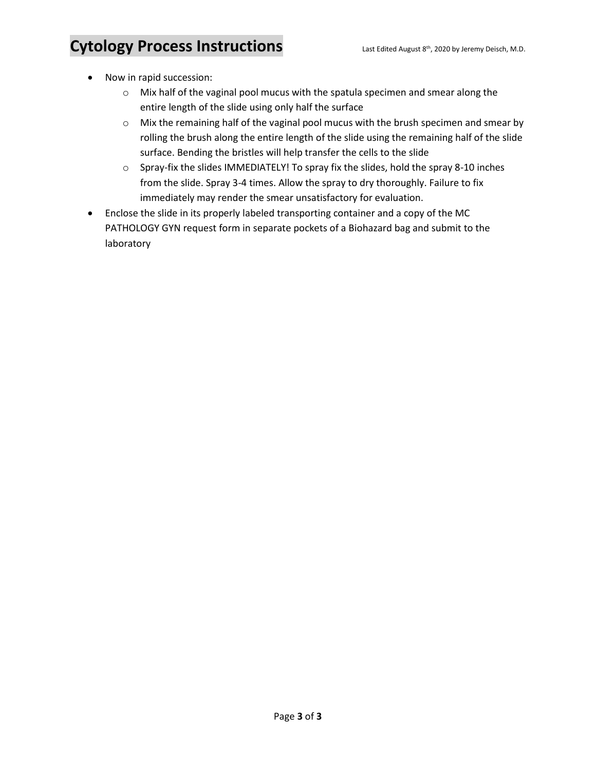- Now in rapid succession:
    - Mix half of the vaginal pool mucus with the spatula specimen and smear along the entire length of the slide using only half the surface
    - Mix the remaining half of the vaginal pool mucus with the brush specimen and smear by rolling the brush along the entire length of the slide using the remaining half of the slide surface. Bending the bristles will help transfer the cells to the slide
    - Spray-fix the slides IMMEDIATELY! To spray fix the slides, hold the spray 8-10 inches from the slide. Spray 3-4 times. Allow the spray to dry thoroughly. Failure to fix immediately may render the smear unsatisfactory for evaluation.
- Enclose the slide in its properly labeled transporting container and a copy of the MC PATHOLOGY GYN request form in separate pockets of a Biohazard bag and submit to the laboratory